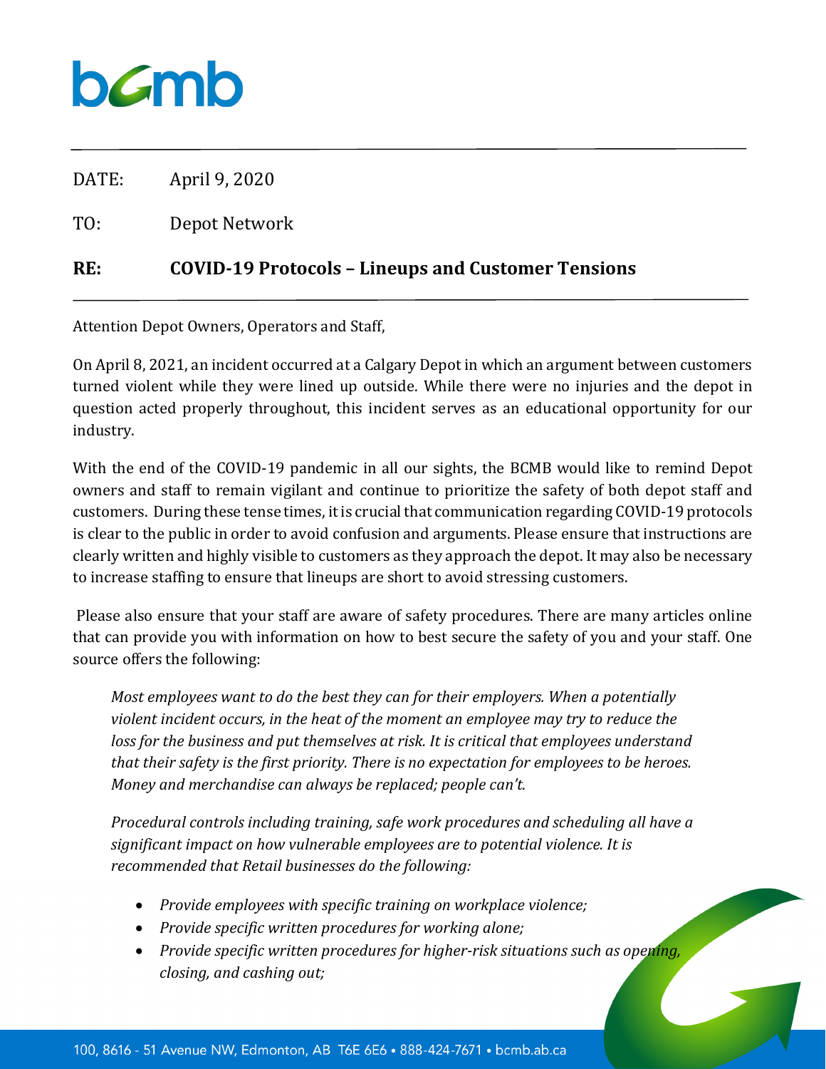bcmb

DATE: April 9, 2020

TO: Depot Network

**RE: COVID-19 Protocols – Lineups and Customer Tensions**

Attention Depot Owners, Operators and Staff,

On April 8, 2021, an incident occurred at a Calgary Depot in which an argument between customers turned violent while they were lined up outside. While there were no injuries and the depot in question acted properly throughout, this incident serves as an educational opportunity for our industry.

With the end of the COVID-19 pandemic in all our sights, the BCMB would like to remind Depot owners and staff to remain vigilant and continue to prioritize the safety of both depot staff and customers. During these tense times, it is crucial that communication regarding COVID-19 protocols is clear to the public in order to avoid confusion and arguments. Please ensure that instructions are clearly written and highly visible to customers as they approach the depot. It may also be necessary to increase staffing to ensure that lineups are short to avoid stressing customers.

Please also ensure that your staff are aware of safety procedures. There are many articles online that can provide you with information on how to best secure the safety of you and your staff. One source offers the following:

> *Most employees want to do the best they can for their employers. When a potentially violent incident occurs, in the heat of the moment an employee may try to reduce the loss for the business and put themselves at risk. It is critical that employees understand that their safety is the first priority. There is no expectation for employees to be heroes. Money and merchandise can always be replaced; people can't.*
>
> *Procedural controls including training, safe work procedures and scheduling all have a significant impact on how vulnerable employees are to potential violence. It is recommended that Retail businesses do the following:*
>
> - *Provide employees with specific training on workplace violence;*
> - *Provide specific written procedures for working alone;*
> - *Provide specific written procedures for higher-risk situations such as opening, closing, and cashing out;*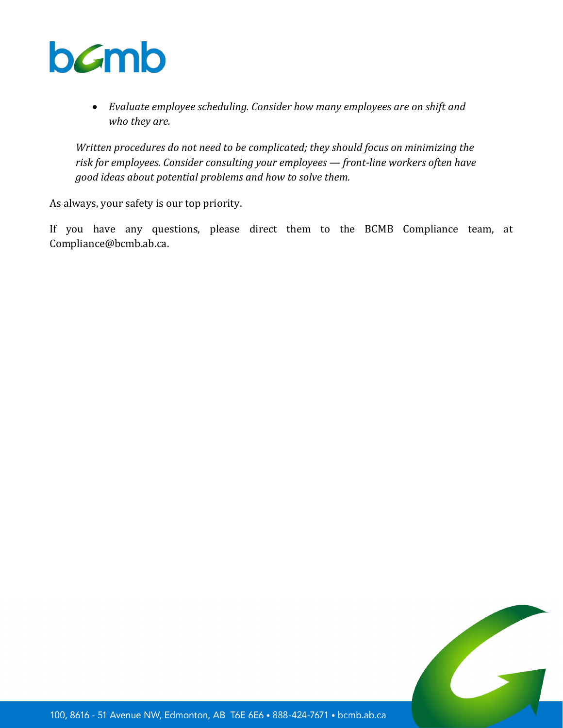- *Evaluate employee scheduling. Consider how many employees are on shift and who they are.*

*Written procedures do not need to be complicated; they should focus on minimizing the risk for employees. Consider consulting your employees — front-line workers often have good ideas about potential problems and how to solve them.*

As always, your safety is our top priority.

If you have any questions, please direct them to the BCMB Compliance team, at Compliance@bcmb.ab.ca.